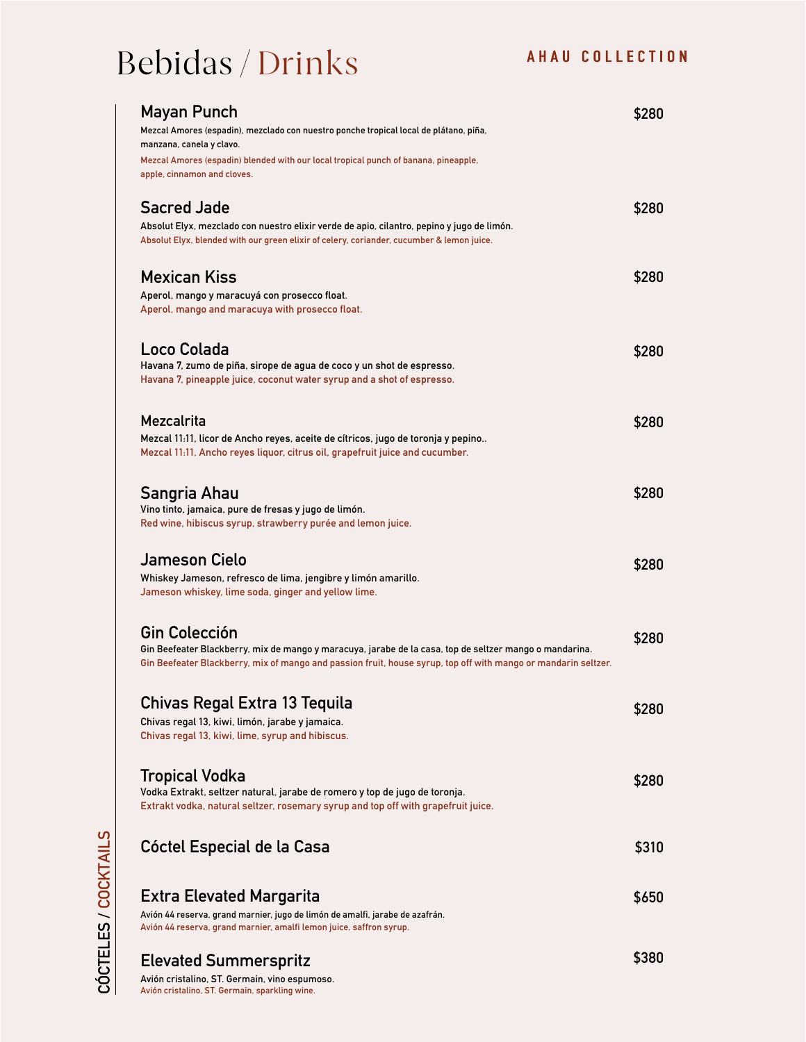# Bebidas / Drinks

AHAU COLLECTION

## CÓCTELES / COCKTAILS

### Mayan Punch — $280

Mezcal Amores (espadin), mezclado con nuestro ponche tropical local de plátano, piña, manzana, canela y clavo.

Mezcal Amores (espadin) blended with our local tropical punch of banana, pineapple, apple, cinnamon and cloves.

### Sacred Jade — $280

Absolut Elyx, mezclado con nuestro elixir verde de apio, cilantro, pepino y jugo de limón.

Absolut Elyx, blended with our green elixir of celery, coriander, cucumber & lemon juice.

### Mexican Kiss — $280

Aperol, mango y maracuyá con prosecco float.

Aperol, mango and maracuya with prosecco float.

### Loco Colada — $280

Havana 7, zumo de piña, sirope de agua de coco y un shot de espresso.

Havana 7, pineapple juice, coconut water syrup and a shot of espresso.

### Mezcalrita — $280

Mezcal 11:11, licor de Ancho reyes, aceite de cítricos, jugo de toronja y pepino..

Mezcal 11:11, Ancho reyes liquor, citrus oil, grapefruit juice and cucumber.

### Sangria Ahau — $280

Vino tinto, jamaica, pure de fresas y jugo de limón.

Red wine, hibiscus syrup, strawberry purée and lemon juice.

### Jameson Cielo — $280

Whiskey Jameson, refresco de lima, jengibre y limón amarillo.

Jameson whiskey, lime soda, ginger and yellow lime.

### Gin Colección — $280

Gin Beefeater Blackberry, mix de mango y maracuya, jarabe de la casa, top de seltzer mango o mandarina.

Gin Beefeater Blackberry, mix of mango and passion fruit, house syrup, top off with mango or mandarin seltzer.

### Chivas Regal Extra 13 Tequila — $280

Chivas regal 13, kiwi, limón, jarabe y jamaica.

Chivas regal 13, kiwi, lime, syrup and hibiscus.

### Tropical Vodka — $280

Vodka Extrakt, seltzer natural, jarabe de romero y top de jugo de toronja.

Extrakt vodka, natural seltzer, rosemary syrup and top off with grapefruit juice.

### Cóctel Especial de la Casa — $310

### Extra Elevated Margarita — $650

Avión 44 reserva, grand marnier, jugo de limón de amalfi, jarabe de azafrán.

Avión 44 reserva, grand marnier, amalfi lemon juice, saffron syrup.

### Elevated Summerspritz — $380

Avión cristalino, ST. Germain, vino espumoso.

Avión cristalino, ST. Germain, sparkling wine.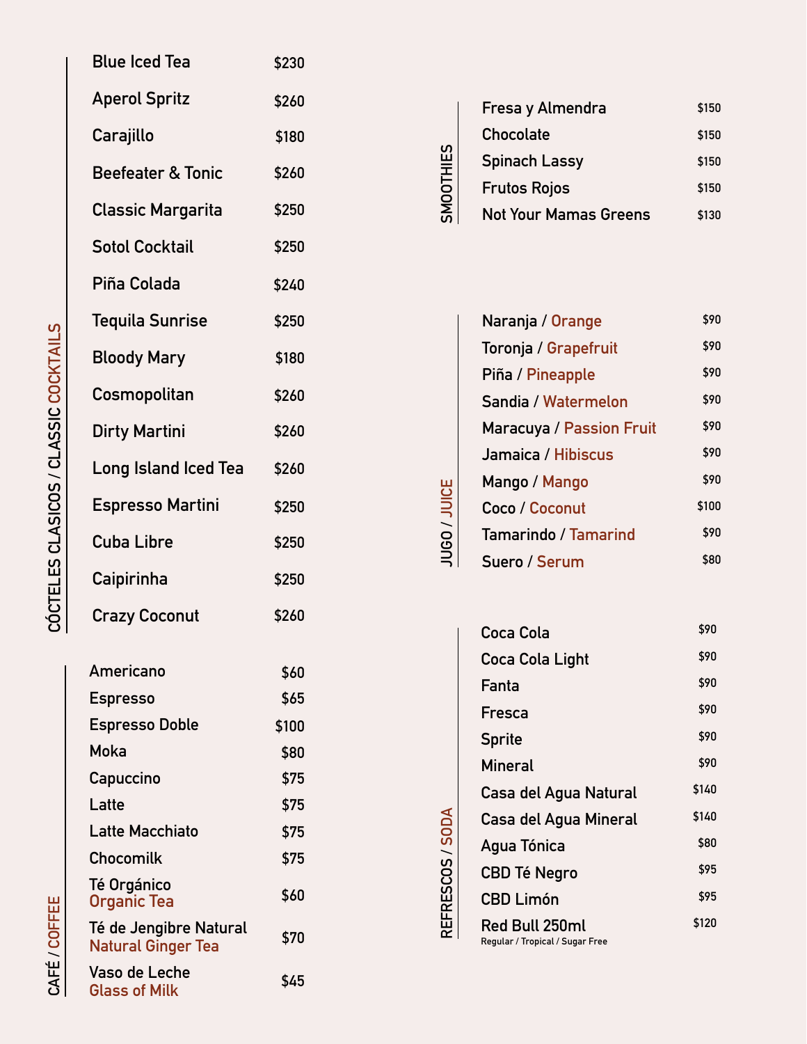## CÓCTELES CLASICOS / CLASSIC COCKTAILS

| Item | Price |
|---|---|
| Blue Iced Tea | $230 |
| Aperol Spritz | $260 |
| Carajillo | $180 |
| Beefeater & Tonic | $260 |
| Classic Margarita | $250 |
| Sotol Cocktail | $250 |
| Piña Colada | $240 |
| Tequila Sunrise | $250 |
| Bloody Mary | $180 |
| Cosmopolitan | $260 |
| Dirty Martini | $260 |
| Long Island Iced Tea | $260 |
| Espresso Martini | $250 |
| Cuba Libre | $250 |
| Caipirinha | $250 |
| Crazy Coconut | $260 |

## CAFÉ / COFFEE

| Item | Price |
|---|---|
| Americano | $60 |
| Espresso | $65 |
| Espresso Doble | $100 |
| Moka | $80 |
| Capuccino | $75 |
| Latte | $75 |
| Latte Macchiato | $75 |
| Chocomilk | $75 |
| Té Orgánico / Organic Tea | $60 |
| Té de Jengibre Natural / Natural Ginger Tea | $70 |
| Vaso de Leche / Glass of Milk | $45 |

## SMOOTHIES

| Item | Price |
|---|---|
| Fresa y Almendra | $150 |
| Chocolate | $150 |
| Spinach Lassy | $150 |
| Frutos Rojos | $150 |
| Not Your Mamas Greens | $130 |

## JUGO / JUICE

| Item | Price |
|---|---|
| Naranja / Orange | $90 |
| Toronja / Grapefruit | $90 |
| Piña / Pineapple | $90 |
| Sandia / Watermelon | $90 |
| Maracuya / Passion Fruit | $90 |
| Jamaica / Hibiscus | $90 |
| Mango / Mango | $90 |
| Coco / Coconut | $100 |
| Tamarindo / Tamarind | $90 |
| Suero / Serum | $80 |

## REFRESCOS / SODA

| Item | Price |
|---|---|
| Coca Cola | $90 |
| Coca Cola Light | $90 |
| Fanta | $90 |
| Fresca | $90 |
| Sprite | $90 |
| Mineral | $90 |
| Casa del Agua Natural | $140 |
| Casa del Agua Mineral | $140 |
| Agua Tónica | $80 |
| CBD Té Negro | $95 |
| CBD Limón | $95 |
| Red Bull 250ml (Regular / Tropical / Sugar Free) | $120 |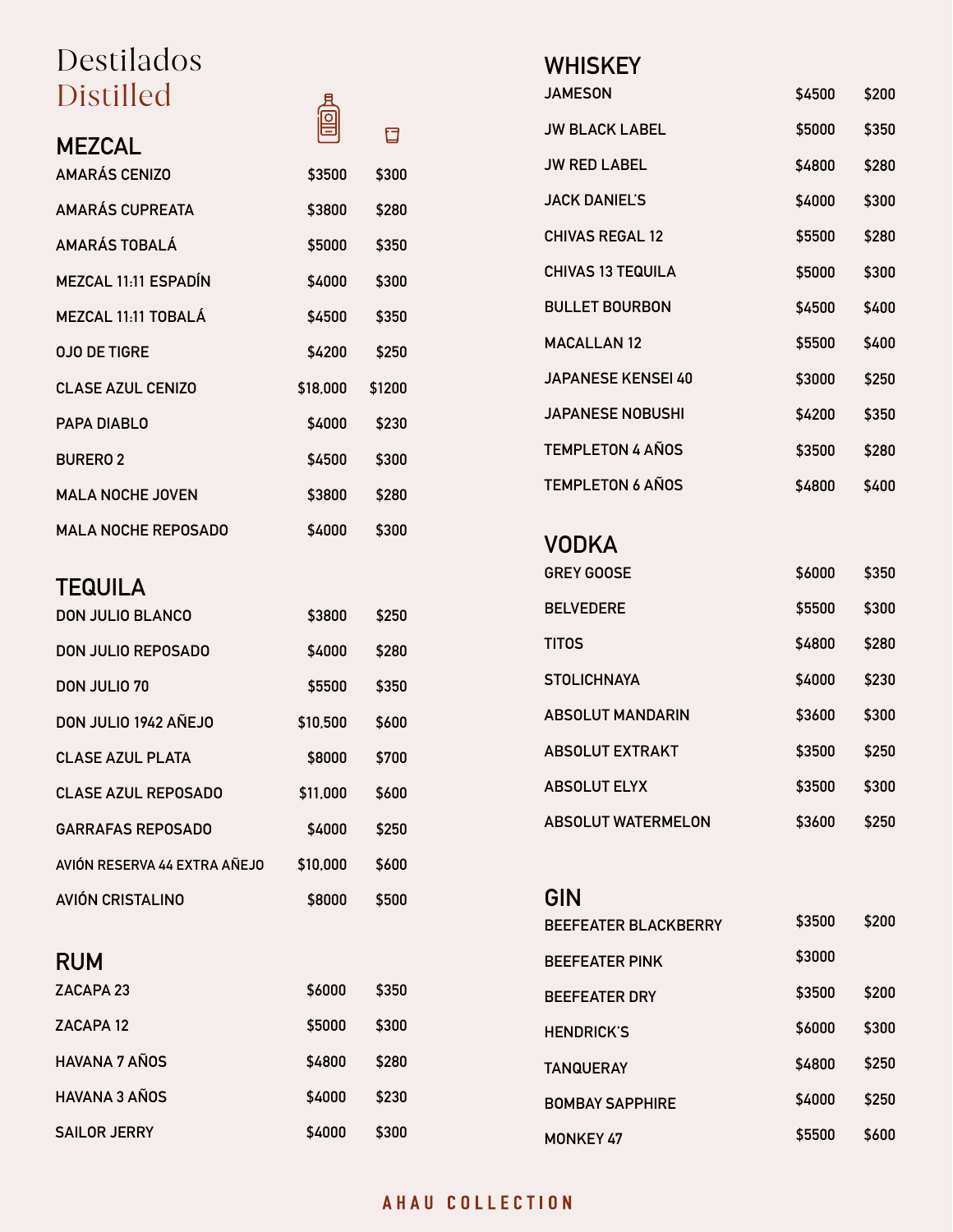# Destilados
## Distilled

### MEZCAL

| | Bottle | Glass |
|---|---|---|
| AMARÁS CENIZO | $3500 | $300 |
| AMARÁS CUPREATA | $3800 | $280 |
| AMARÁS TOBALÁ | $5000 | $350 |
| MEZCAL 11:11 ESPADÍN | $4000 | $300 |
| MEZCAL 11:11 TOBALÁ | $4500 | $350 |
| OJO DE TIGRE | $4200 | $250 |
| CLASE AZUL CENIZO | $18,000 | $1200 |
| PAPA DIABLO | $4000 | $230 |
| BURERO 2 | $4500 | $300 |
| MALA NOCHE JOVEN | $3800 | $280 |
| MALA NOCHE REPOSADO | $4000 | $300 |

### TEQUILA

| | | |
|---|---|---|
| DON JULIO BLANCO | $3800 | $250 |
| DON JULIO REPOSADO | $4000 | $280 |
| DON JULIO 70 | $5500 | $350 |
| DON JULIO 1942 AÑEJO | $10,500 | $600 |
| CLASE AZUL PLATA | $8000 | $700 |
| CLASE AZUL REPOSADO | $11,000 | $600 |
| GARRAFAS REPOSADO | $4000 | $250 |
| AVIÓN RESERVA 44 EXTRA AÑEJO | $10,000 | $600 |
| AVIÓN CRISTALINO | $8000 | $500 |

### RUM

| | | |
|---|---|---|
| ZACAPA 23 | $6000 | $350 |
| ZACAPA 12 | $5000 | $300 |
| HAVANA 7 AÑOS | $4800 | $280 |
| HAVANA 3 AÑOS | $4000 | $230 |
| SAILOR JERRY | $4000 | $300 |

### WHISKEY

| | | |
|---|---|---|
| JAMESON | $4500 | $200 |
| JW BLACK LABEL | $5000 | $350 |
| JW RED LABEL | $4800 | $280 |
| JACK DANIEL'S | $4000 | $300 |
| CHIVAS REGAL 12 | $5500 | $280 |
| CHIVAS 13 TEQUILA | $5000 | $300 |
| BULLET BOURBON | $4500 | $400 |
| MACALLAN 12 | $5500 | $400 |
| JAPANESE KENSEI 40 | $3000 | $250 |
| JAPANESE NOBUSHI | $4200 | $350 |
| TEMPLETON 4 AÑOS | $3500 | $280 |
| TEMPLETON 6 AÑOS | $4800 | $400 |

### VODKA

| | | |
|---|---|---|
| GREY GOOSE | $6000 | $350 |
| BELVEDERE | $5500 | $300 |
| TITOS | $4800 | $280 |
| STOLICHNAYA | $4000 | $230 |
| ABSOLUT MANDARIN | $3600 | $300 |
| ABSOLUT EXTRAKT | $3500 | $250 |
| ABSOLUT ELYX | $3500 | $300 |
| ABSOLUT WATERMELON | $3600 | $250 |

### GIN

| | | |
|---|---|---|
| BEEFEATER BLACKBERRY | $3500 | $200 |
| BEEFEATER PINK | $3000 | |
| BEEFEATER DRY | $3500 | $200 |
| HENDRICK'S | $6000 | $300 |
| TANQUERAY | $4800 | $250 |
| BOMBAY SAPPHIRE | $4000 | $250 |
| MONKEY 47 | $5500 | $600 |

AHAU COLLECTION